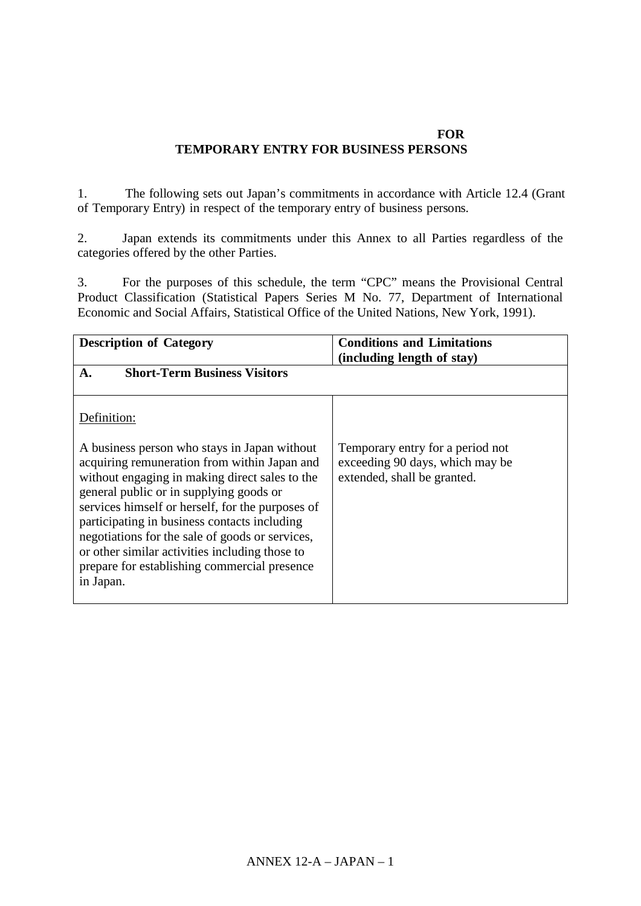**FOR**

**TEMPORARY ENTRY FOR BUSINESS PERSONS**

1. The following sets out Japan's commitments in accordance with Article 12.4 (Grant of Temporary Entry) in respect of the temporary entry of business persons.

2. Japan extends its commitments under this Annex to all Parties regardless of the categories offered by the other Parties.

3. For the purposes of this schedule, the term "CPC" means the Provisional Central Product Classification (Statistical Papers Series M No. 77, Department of International Economic and Social Affairs, Statistical Office of the United Nations, New York, 1991).

| **Description of Category** | **Conditions and Limitations (including length of stay)** |
| --- | --- |
| **A. Short-Term Business Visitors** | |
| Definition:<br><br>A business person who stays in Japan without acquiring remuneration from within Japan and without engaging in making direct sales to the general public or in supplying goods or services himself or herself, for the purposes of participating in business contacts including negotiations for the sale of goods or services, or other similar activities including those to prepare for establishing commercial presence in Japan. | Temporary entry for a period not exceeding 90 days, which may be extended, shall be granted. |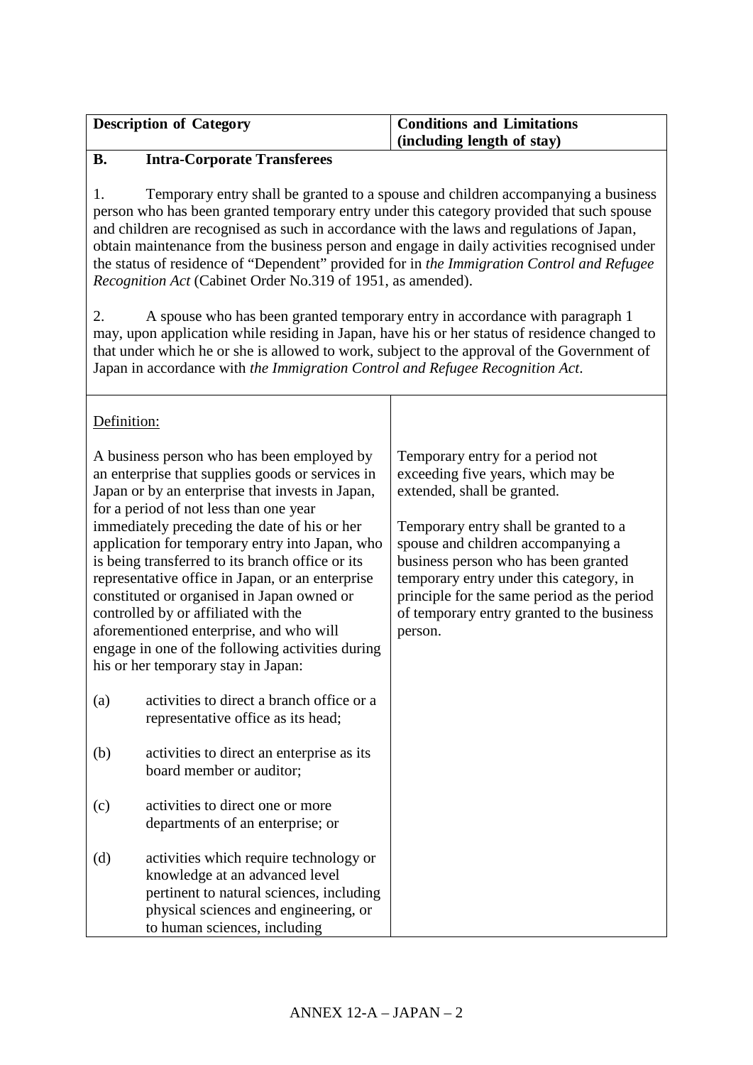| Description of Category | Conditions and Limitations (including length of stay) |
| --- | --- |
| **B. Intra-Corporate Transferees**<br><br>1. Temporary entry shall be granted to a spouse and children accompanying a business person who has been granted temporary entry under this category provided that such spouse and children are recognised as such in accordance with the laws and regulations of Japan, obtain maintenance from the business person and engage in daily activities recognised under the status of residence of "Dependent" provided for in *the Immigration Control and Refugee Recognition Act* (Cabinet Order No.319 of 1951, as amended).<br><br>2. A spouse who has been granted temporary entry in accordance with paragraph 1 may, upon application while residing in Japan, have his or her status of residence changed to that under which he or she is allowed to work, subject to the approval of the Government of Japan in accordance with *the Immigration Control and Refugee Recognition Act*. | |
| Definition:<br><br>A business person who has been employed by an enterprise that supplies goods or services in Japan or by an enterprise that invests in Japan, for a period of not less than one year immediately preceding the date of his or her application for temporary entry into Japan, who is being transferred to its branch office or its representative office in Japan, or an enterprise constituted or organised in Japan owned or controlled by or affiliated with the aforementioned enterprise, and who will engage in one of the following activities during his or her temporary stay in Japan:<br><br>(a) activities to direct a branch office or a representative office as its head;<br><br>(b) activities to direct an enterprise as its board member or auditor;<br><br>(c) activities to direct one or more departments of an enterprise; or<br><br>(d) activities which require technology or knowledge at an advanced level pertinent to natural sciences, including physical sciences and engineering, or to human sciences, including | Temporary entry for a period not exceeding five years, which may be extended, shall be granted.<br><br>Temporary entry shall be granted to a spouse and children accompanying a business person who has been granted temporary entry under this category, in principle for the same period as the period of temporary entry granted to the business person. |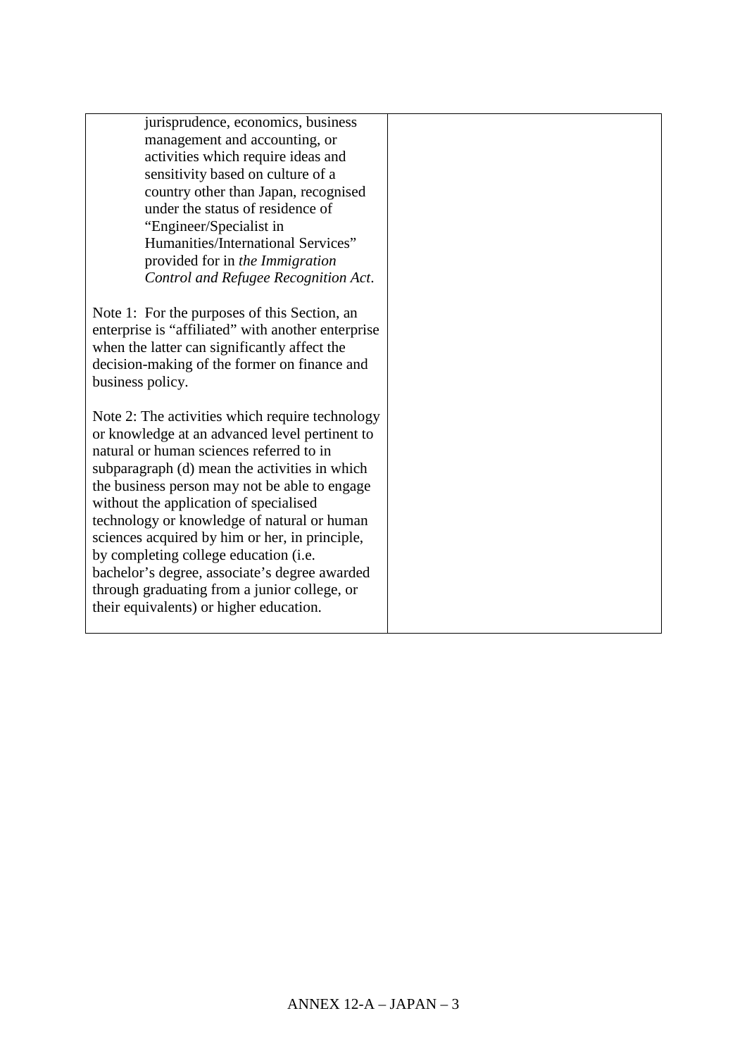| | |
|---|---|
| jurisprudence, economics, business management and accounting, or activities which require ideas and sensitivity based on culture of a country other than Japan, recognised under the status of residence of "Engineer/Specialist in Humanities/International Services" provided for in *the Immigration Control and Refugee Recognition Act*.<br><br>Note 1: For the purposes of this Section, an enterprise is "affiliated" with another enterprise when the latter can significantly affect the decision-making of the former on finance and business policy.<br><br>Note 2: The activities which require technology or knowledge at an advanced level pertinent to natural or human sciences referred to in subparagraph (d) mean the activities in which the business person may not be able to engage without the application of specialised technology or knowledge of natural or human sciences acquired by him or her, in principle, by completing college education (i.e. bachelor's degree, associate's degree awarded through graduating from a junior college, or their equivalents) or higher education. | |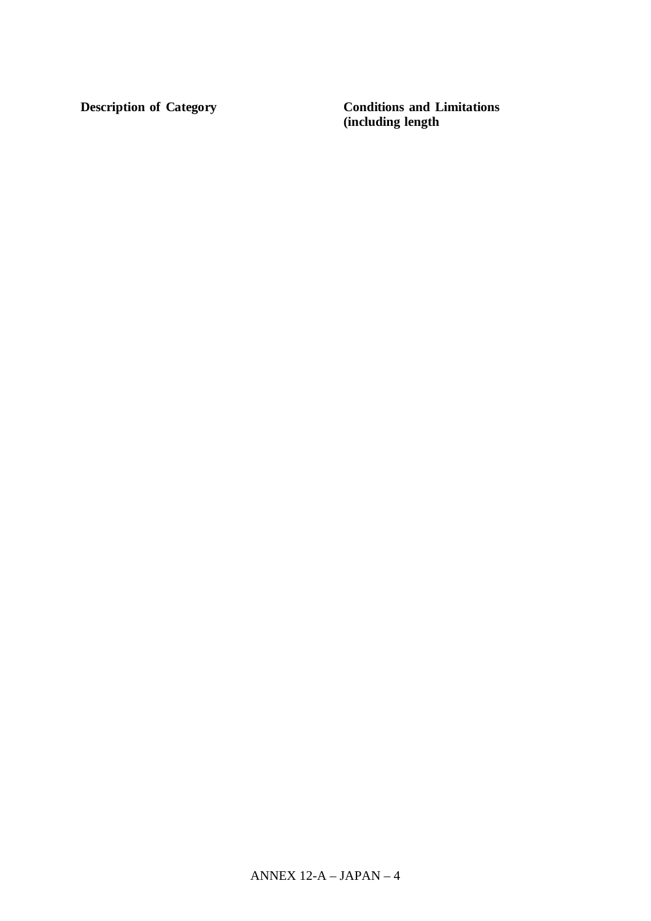| Description of Category | Conditions and Limitations (including length |
|---|---|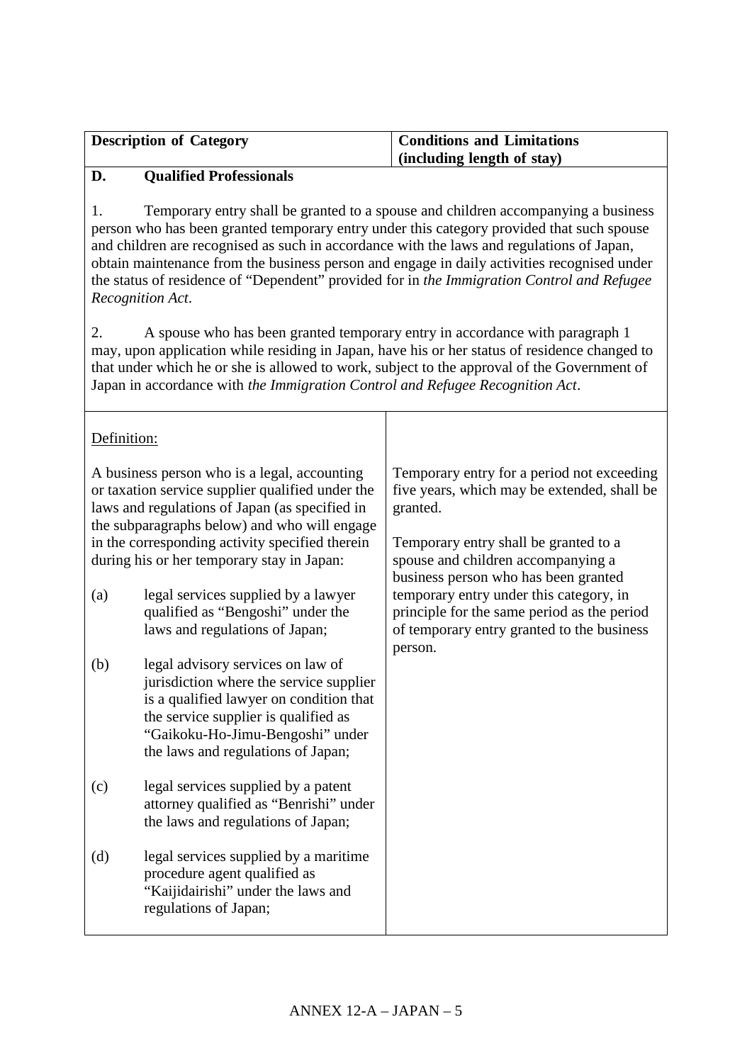| Description of Category | Conditions and Limitations (including length of stay) |
| --- | --- |
| **D. Qualified Professionals**<br><br>1. Temporary entry shall be granted to a spouse and children accompanying a business person who has been granted temporary entry under this category provided that such spouse and children are recognised as such in accordance with the laws and regulations of Japan, obtain maintenance from the business person and engage in daily activities recognised under the status of residence of "Dependent" provided for in *the Immigration Control and Refugee Recognition Act*.<br><br>2. A spouse who has been granted temporary entry in accordance with paragraph 1 may, upon application while residing in Japan, have his or her status of residence changed to that under which he or she is allowed to work, subject to the approval of the Government of Japan in accordance with *the Immigration Control and Refugee Recognition Act*. | |
| <u>Definition:</u><br><br>A business person who is a legal, accounting or taxation service supplier qualified under the laws and regulations of Japan (as specified in the subparagraphs below) and who will engage in the corresponding activity specified therein during his or her temporary stay in Japan:<br><br>(a) legal services supplied by a lawyer qualified as "Bengoshi" under the laws and regulations of Japan;<br><br>(b) legal advisory services on law of jurisdiction where the service supplier is a qualified lawyer on condition that the service supplier is qualified as "Gaikoku-Ho-Jimu-Bengoshi" under the laws and regulations of Japan;<br><br>(c) legal services supplied by a patent attorney qualified as "Benrishi" under the laws and regulations of Japan;<br><br>(d) legal services supplied by a maritime procedure agent qualified as "Kaijidairishi" under the laws and regulations of Japan; | Temporary entry for a period not exceeding five years, which may be extended, shall be granted.<br><br>Temporary entry shall be granted to a spouse and children accompanying a business person who has been granted temporary entry under this category, in principle for the same period as the period of temporary entry granted to the business person. |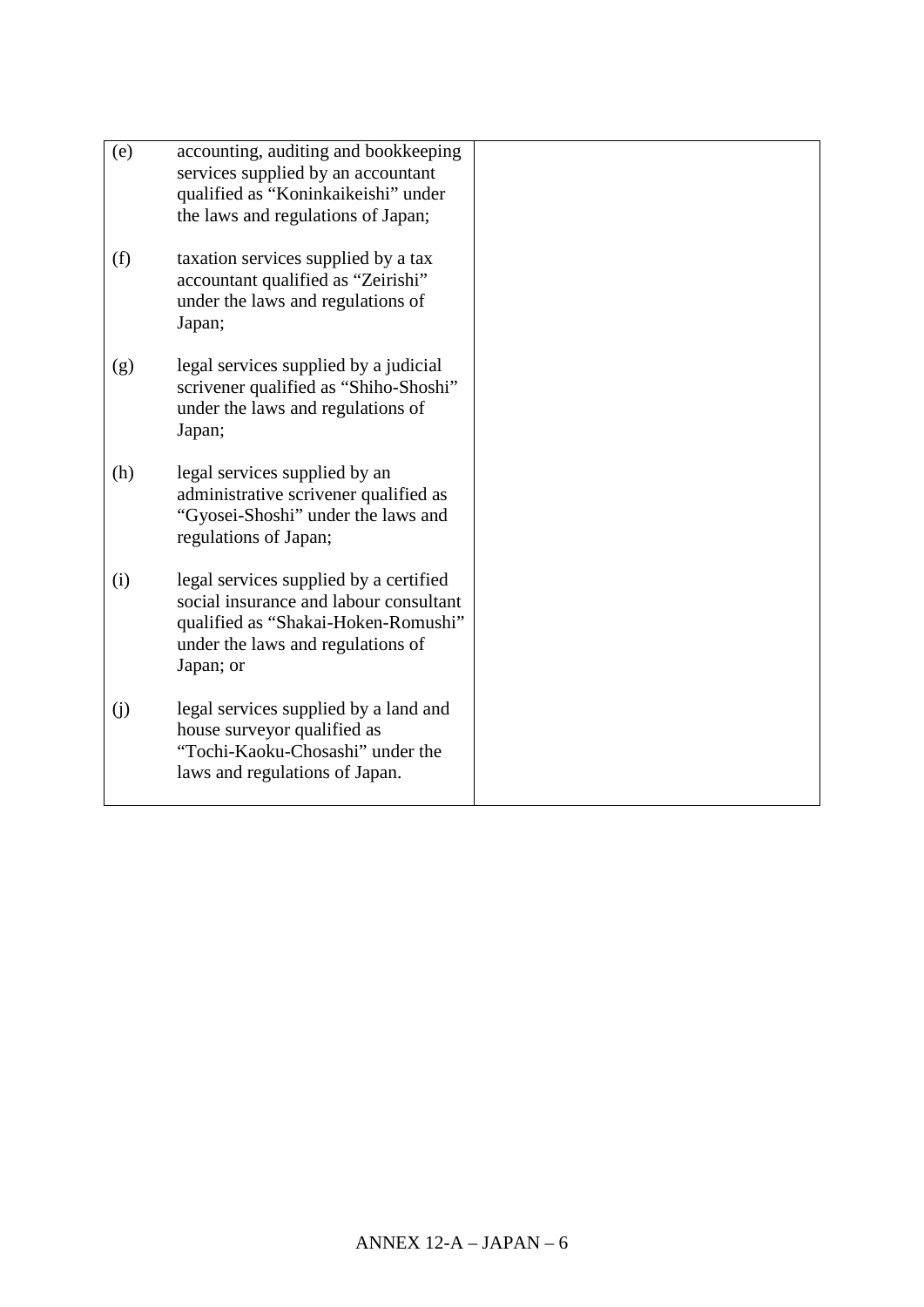| | |
|---|---|
| (e) accounting, auditing and bookkeeping services supplied by an accountant qualified as "Koninkaikeishi" under the laws and regulations of Japan;<br><br>(f) taxation services supplied by a tax accountant qualified as "Zeirishi" under the laws and regulations of Japan;<br><br>(g) legal services supplied by a judicial scrivener qualified as "Shiho-Shoshi" under the laws and regulations of Japan;<br><br>(h) legal services supplied by an administrative scrivener qualified as "Gyosei-Shoshi" under the laws and regulations of Japan;<br><br>(i) legal services supplied by a certified social insurance and labour consultant qualified as "Shakai-Hoken-Romushi" under the laws and regulations of Japan; or<br><br>(j) legal services supplied by a land and house surveyor qualified as "Tochi-Kaoku-Chosashi" under the laws and regulations of Japan. | |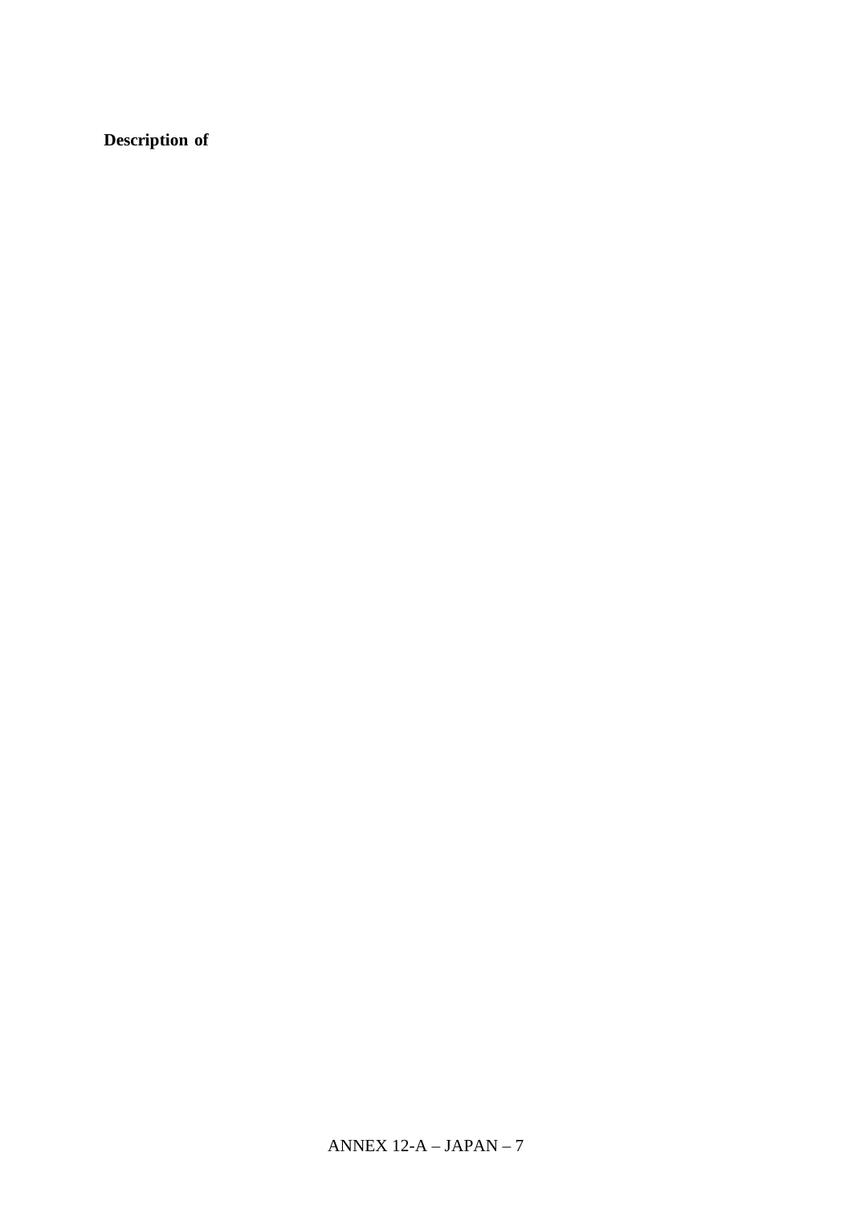**Description of**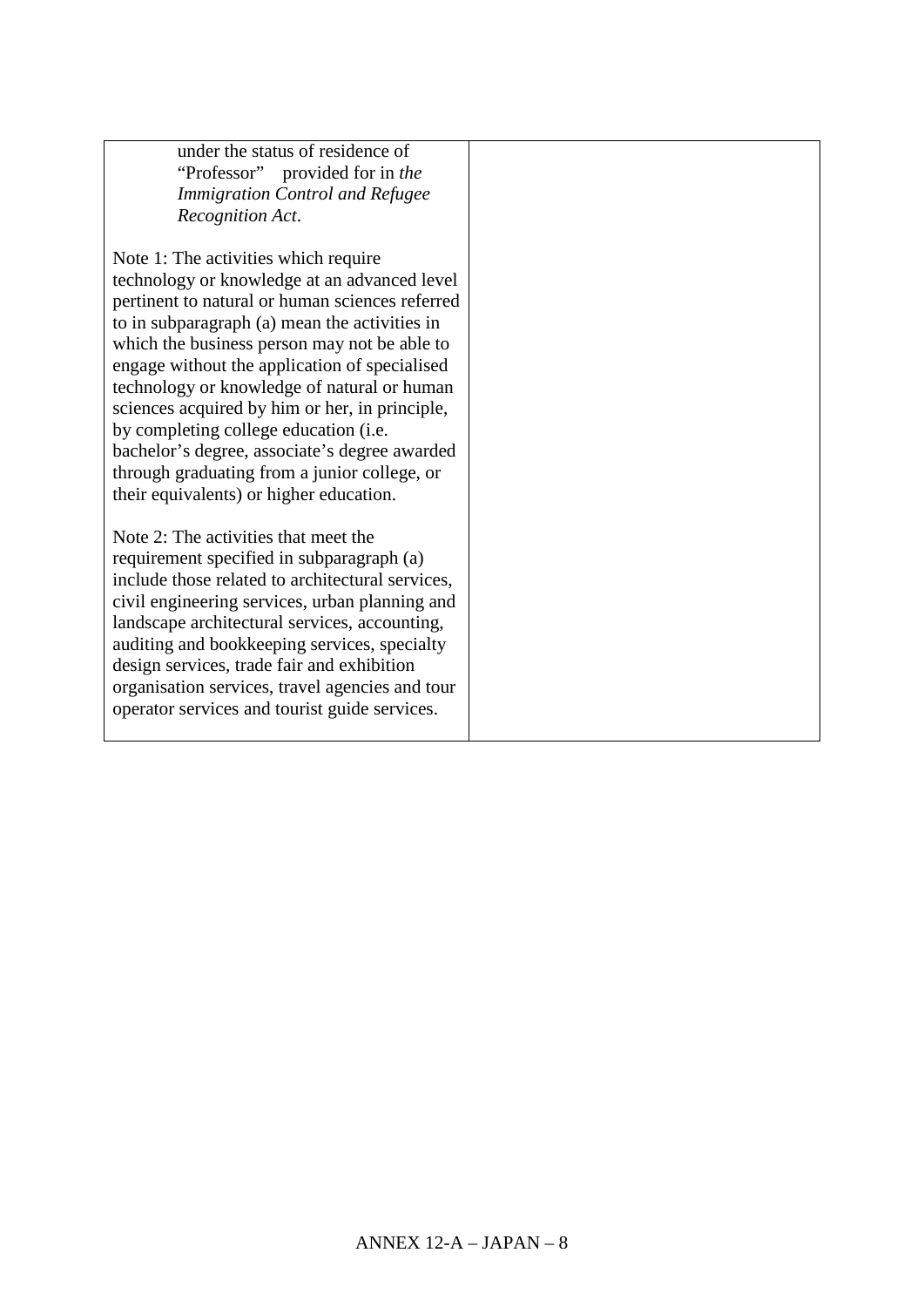| | |
|---|---|
| under the status of residence of "Professor" provided for in *the Immigration Control and Refugee Recognition Act*.<br><br>Note 1: The activities which require technology or knowledge at an advanced level pertinent to natural or human sciences referred to in subparagraph (a) mean the activities in which the business person may not be able to engage without the application of specialised technology or knowledge of natural or human sciences acquired by him or her, in principle, by completing college education (i.e. bachelor's degree, associate's degree awarded through graduating from a junior college, or their equivalents) or higher education.<br><br>Note 2: The activities that meet the requirement specified in subparagraph (a) include those related to architectural services, civil engineering services, urban planning and landscape architectural services, accounting, auditing and bookkeeping services, specialty design services, trade fair and exhibition organisation services, travel agencies and tour operator services and tourist guide services. | |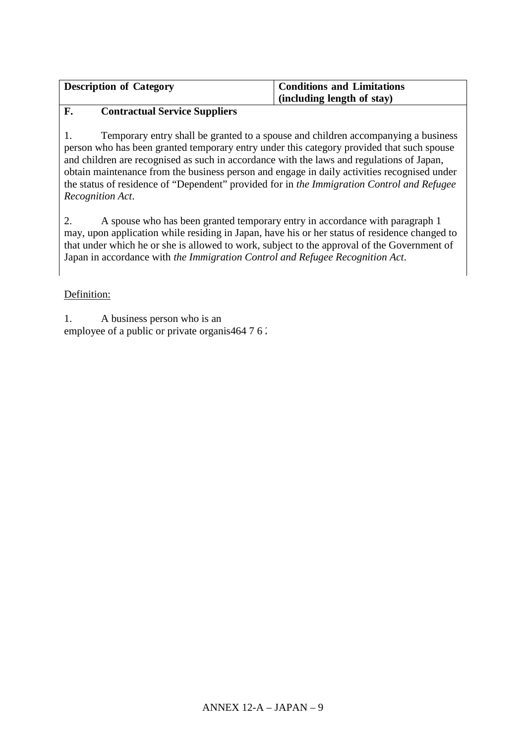| Description of Category | Conditions and Limitations (including length of stay) |
|---|---|

**F. Contractual Service Suppliers**

1. Temporary entry shall be granted to a spouse and children accompanying a business person who has been granted temporary entry under this category provided that such spouse and children are recognised as such in accordance with the laws and regulations of Japan, obtain maintenance from the business person and engage in daily activities recognised under the status of residence of "Dependent" provided for in *the Immigration Control and Refugee Recognition Act*.

2. A spouse who has been granted temporary entry in accordance with paragraph 1 may, upon application while residing in Japan, have his or her status of residence changed to that under which he or she is allowed to work, subject to the approval of the Government of Japan in accordance with *the Immigration Control and Refugee Recognition Act*.

Definition:

1. A business person who is an employee of a public or private organis464 7 6 :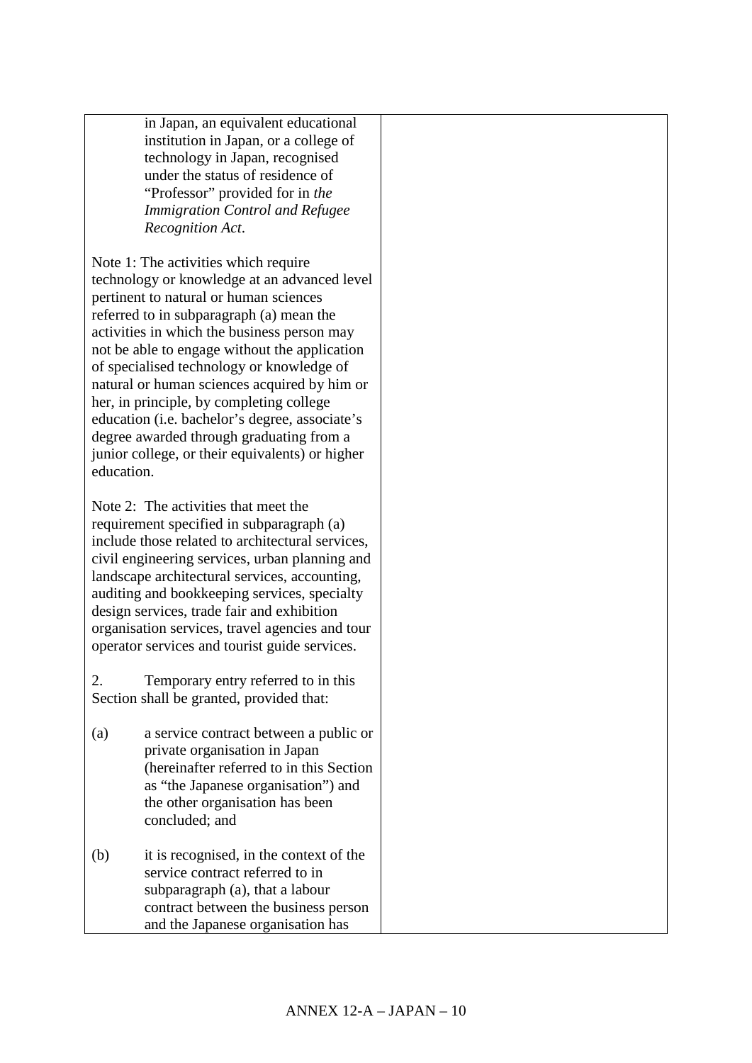| | |
|---|---|
| in Japan, an equivalent educational institution in Japan, or a college of technology in Japan, recognised under the status of residence of "Professor" provided for in *the Immigration Control and Refugee Recognition Act*.<br><br>Note 1: The activities which require technology or knowledge at an advanced level pertinent to natural or human sciences referred to in subparagraph (a) mean the activities in which the business person may not be able to engage without the application of specialised technology or knowledge of natural or human sciences acquired by him or her, in principle, by completing college education (i.e. bachelor's degree, associate's degree awarded through graduating from a junior college, or their equivalents) or higher education.<br><br>Note 2: The activities that meet the requirement specified in subparagraph (a) include those related to architectural services, civil engineering services, urban planning and landscape architectural services, accounting, auditing and bookkeeping services, specialty design services, trade fair and exhibition organisation services, travel agencies and tour operator services and tourist guide services.<br><br>2. Temporary entry referred to in this Section shall be granted, provided that:<br><br>(a) a service contract between a public or private organisation in Japan (hereinafter referred to in this Section as "the Japanese organisation") and the other organisation has been concluded; and<br><br>(b) it is recognised, in the context of the service contract referred to in subparagraph (a), that a labour contract between the business person and the Japanese organisation has | |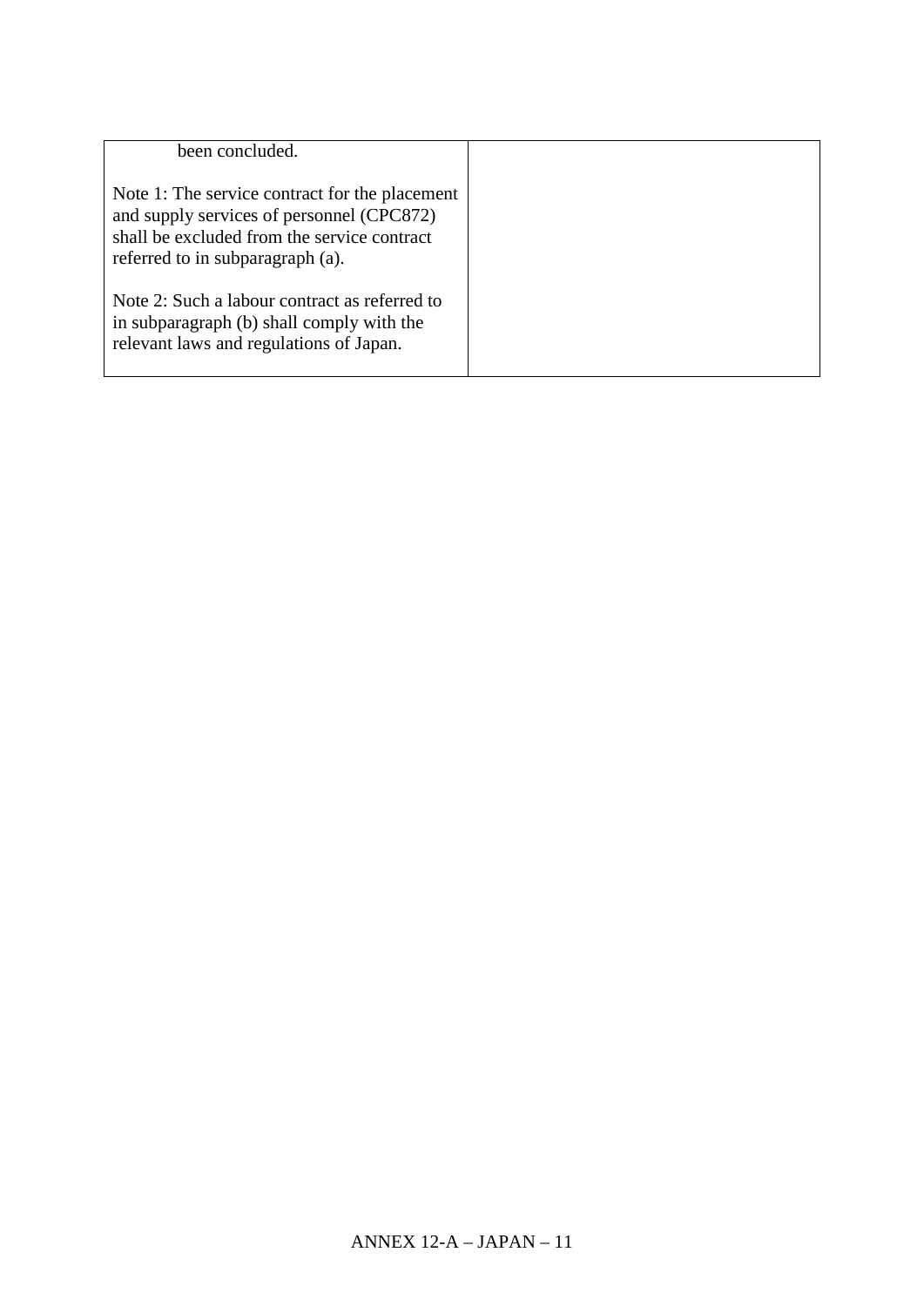| | |
|---|---|
| been concluded.<br><br>Note 1: The service contract for the placement and supply services of personnel (CPC872) shall be excluded from the service contract referred to in subparagraph (a).<br><br>Note 2: Such a labour contract as referred to in subparagraph (b) shall comply with the relevant laws and regulations of Japan. | |